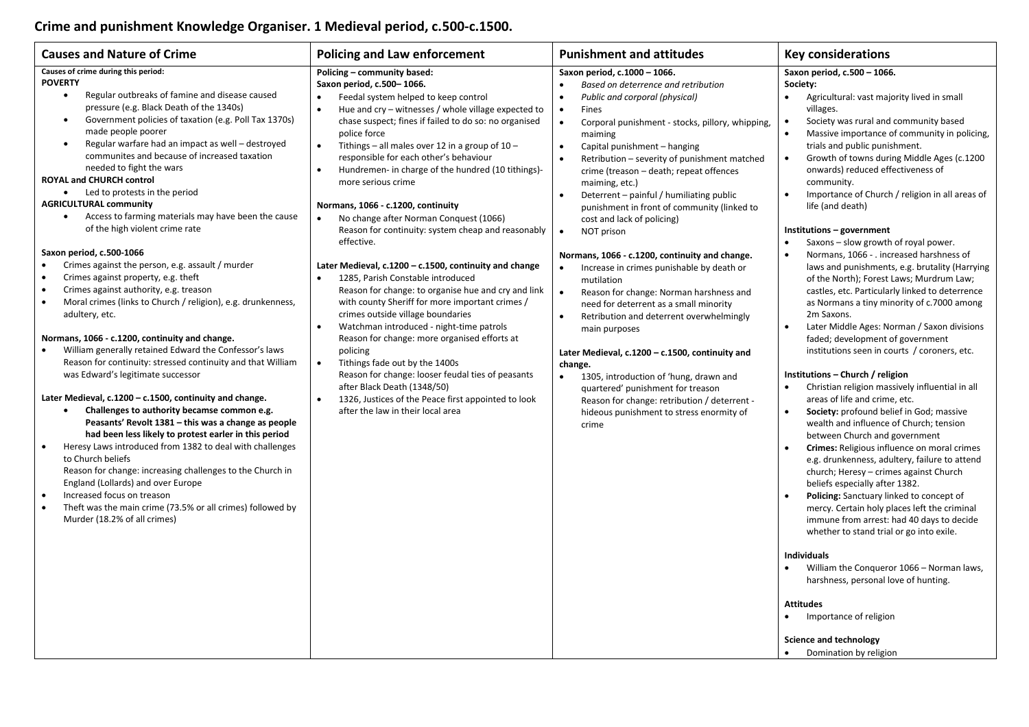# Crime and punishment Knowledge Organiser. 1 Medieval period, c.500-c.1500.

## Causes and Nature of Crime

**Causes of crime during this period:**

**POVERTY**

- Regular outbreaks of famine and disease caused pressure (e.g. Black Death of the 1340s)
- Government policies of taxation (e.g. Poll Tax 1370s) made people poorer
- Regular warfare had an impact as well – destroyed communites and because of increased taxation needed to fight the wars

**ROYAL and CHURCH control**

- Led to protests in the period

**AGRICULTURAL community**

- Access to farming materials may have been the cause of the high violent crime rate

**Saxon period, c.500-1066**

- Crimes against the person, e.g. assault / murder
- Crimes against property, e.g. theft
- Crimes against authority, e.g. treason
- Moral crimes (links to Church / religion), e.g. drunkenness, adultery, etc.

**Normans, 1066 - c.1200, continuity and change.**

- William generally retained Edward the Confessor's laws
  Reason for continuity: stressed continuity and that William was Edward's legitimate successor

**Later Medieval, c.1200 – c.1500, continuity and change.**

- **Challenges to authority becamse common e.g. Peasants' Revolt 1381 – this was a change as people had been less likely to protest earler in this period**
- Heresy Laws introduced from 1382 to deal with challenges to Church beliefs
  Reason for change: increasing challenges to the Church in England (Lollards) and over Europe
- Increased focus on treason
- Theft was the main crime (73.5% or all crimes) followed by Murder (18.2% of all crimes)

## Policing and Law enforcement

**Policing – community based:**

**Saxon period, c.500– 1066.**

- Feedal system helped to keep control
- Hue and cry – witnesses / whole village expected to chase suspect; fines if failed to do so: no organised police force
- Tithings – all males over 12 in a group of 10 – responsible for each other's behaviour
- Hundremen- in charge of the hundred (10 tithings)- more serious crime

**Normans, 1066 - c.1200, continuity**

- No change after Norman Conquest (1066)
  Reason for continuity: system cheap and reasonably effective.

**Later Medieval, c.1200 – c.1500, continuity and change**

- 1285, Parish Constable introduced
  Reason for change: to organise hue and cry and link with county Sheriff for more important crimes / crimes outside village boundaries
- Watchman introduced - night-time patrols
  Reason for change: more organised efforts at policing
- Tithings fade out by the 1400s
  Reason for change: looser feudal ties of peasants after Black Death (1348/50)
- 1326, Justices of the Peace first appointed to look after the law in their local area

## Punishment and attitudes

**Saxon period, c.1000 – 1066.**

- *Based on deterrence and retribution*
- *Public and corporal (physical)*
- Fines
- Corporal punishment - stocks, pillory, whipping, maiming
- Capital punishment – hanging
- Retribution – severity of punishment matched crime (treason – death; repeat offences maiming, etc.)
- Deterrent – painful / humiliating public punishment in front of community (linked to cost and lack of policing)
- NOT prison

**Normans, 1066 - c.1200, continuity and change.**

- Increase in crimes punishable by death or mutilation
- Reason for change: Norman harshness and need for deterrent as a small minority
- Retribution and deterrent overwhelmingly main purposes

**Later Medieval, c.1200 – c.1500, continuity and change.**

- 1305, introduction of 'hung, drawn and quartered' punishment for treason
  Reason for change: retribution / deterrent - hideous punishment to stress enormity of crime

## Key considerations

**Saxon period, c.500 – 1066.**

**Society:**

- Agricultural: vast majority lived in small villages.
- Society was rural and community based
- Massive importance of community in policing, trials and public punishment.
- Growth of towns during Middle Ages (c.1200 onwards) reduced effectiveness of community.
- Importance of Church / religion in all areas of life (and death)

**Institutions – government**

- Saxons – slow growth of royal power.
- Normans, 1066 - . increased harshness of laws and punishments, e.g. brutality (Harrying of the North); Forest Laws; Murdrum Law; castles, etc. Particularly linked to deterrence as Normans a tiny minority of c.7000 among 2m Saxons.
- Later Middle Ages: Norman / Saxon divisions faded; development of government institutions seen in courts / coroners, etc.

**Institutions – Church / religion**

- Christian religion massively influential in all areas of life and crime, etc.
- **Society:** profound belief in God; massive wealth and influence of Church; tension between Church and government
- **Crimes:** Religious influence on moral crimes e.g. drunkenness, adultery, failure to attend church; Heresy – crimes against Church beliefs especially after 1382.
- **Policing:** Sanctuary linked to concept of mercy. Certain holy places left the criminal immune from arrest: had 40 days to decide whether to stand trial or go into exile.

**Individuals**

- William the Conqueror 1066 – Norman laws, harshness, personal love of hunting.

**Attitudes**

- Importance of religion

**Science and technology**

- Domination by religion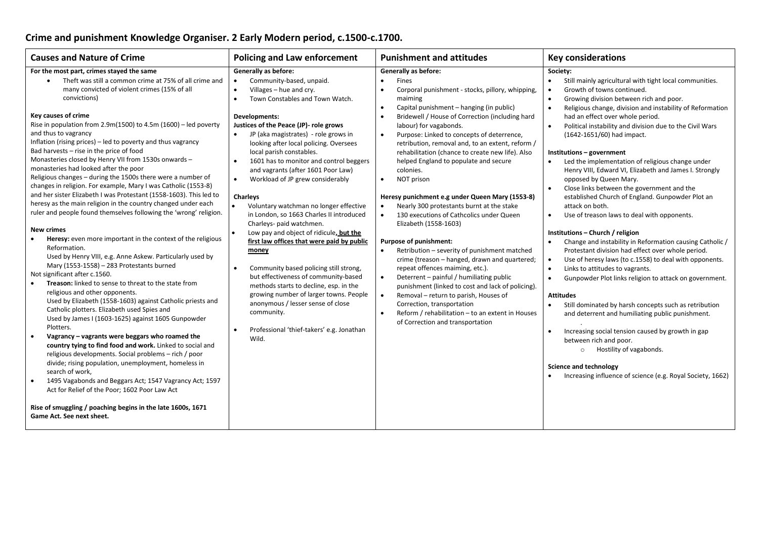# Crime and punishment Knowledge Organiser. 2 Early Modern period, c.1500-c.1700.

## Causes and Nature of Crime

**For the most part, crimes stayed the same**

- Theft was still a common crime at 75% of all crime and many convicted of violent crimes (15% of all convictions)

**Key causes of crime**

Rise in population from 2.9m(1500) to 4.5m (1600) – led poverty and thus to vagrancy
Inflation (rising prices) – led to poverty and thus vagrancy
Bad harvests – rise in the price of food
Monasteries closed by Henry VII from 1530s onwards – monasteries had looked after the poor
Religious changes – during the 1500s there were a number of changes in religion. For example, Mary I was Catholic (1553-8) and her sister Elizabeth I was Protestant (1558-1603). This led to heresy as the main religion in the country changed under each ruler and people found themselves following the 'wrong' religion.

**New crimes**

- **Heresy:** even more important in the context of the religious Reformation.
  Used by Henry VIII, e.g. Anne Askew. Particularly used by Mary (1553-1558) – 283 Protestants burned

Not significant after c.1560.

- **Treason:** linked to sense to threat to the state from religious and other opponents.
  Used by Elizabeth (1558-1603) against Catholic priests and Catholic plotters. Elizabeth used Spies and
  Used by James I (1603-1625) against 1605 Gunpowder Plotters.
- **Vagrancy – vagrants were beggars who roamed the country tying to find food and work.** Linked to social and religious developments. Social problems – rich / poor divide; rising population, unemployment, homeless in search of work,
- 1495 Vagabonds and Beggars Act; 1547 Vagrancy Act; 1597 Act for Relief of the Poor; 1602 Poor Law Act

**Rise of smuggling / poaching begins in the late 1600s, 1671 Game Act. See next sheet.**

## Policing and Law enforcement

**Generally as before:**

- Community-based, unpaid.
- Villages – hue and cry.
- Town Constables and Town Watch.

**Developments:**
**Justices of the Peace (JP)- role grows**

- JP (aka magistrates) - role grows in looking after local policing. Oversees local parish constables.
- 1601 has to monitor and control beggers and vagrants (after 1601 Poor Law)
- Workload of JP grew considerably

**Charleys**

- Voluntary watchman no longer effective in London, so 1663 Charles II introduced Charleys- paid watchmen.
- Low pay and object of ridicule**, but the first law offices that were paid by public money**
- Community based policing still strong, but effectiveness of community-based methods starts to decline, esp. in the growing number of larger towns. People anonymous / lesser sense of close community.
- Professional 'thief-takers' e.g. Jonathan Wild.

## Punishment and attitudes

**Generally as before:**

- Fines
- Corporal punishment - stocks, pillory, whipping, maiming
- Capital punishment – hanging (in public)
- Bridewell / House of Correction (including hard labour) for vagabonds.
- Purpose: Linked to concepts of deterrence, retribution, removal and, to an extent, reform / rehabilitation (chance to create new life). Also helped England to populate and secure colonies.
- NOT prison

**Heresy punichment e.g under Queen Mary (1553-8)**

- Nearly 300 protestants burnt at the stake
- 130 executions of Cathcolics under Queen Elizabeth (1558-1603)

**Purpose of punishment:**

- Retribution – severity of punishment matched crime (treason – hanged, drawn and quartered; repeat offences maiming, etc.).
- Deterrent – painful / humiliating public punishment (linked to cost and lack of policing).
- Removal – return to parish, Houses of Correction, transportation
- Reform / rehabilitation – to an extent in Houses of Correction and transportation

## Key considerations

**Society:**

- Still mainly agricultural with tight local communities.
- Growth of towns continued.
- Growing division between rich and poor.
- Religious change, division and instability of Reformation had an effect over whole period.
- Political instability and division due to the Civil Wars (1642-1651/60) had impact.

**Institutions – government**

- Led the implementation of religious change under Henry VIII, Edward VI, Elizabeth and James I. Strongly opposed by Queen Mary.
- Close links between the government and the established Church of England. Gunpowder Plot an attack on both.
- Use of treason laws to deal with opponents.

**Institutions – Church / religion**

- Change and instability in Reformation causing Catholic / Protestant division had effect over whole period.
- Use of heresy laws (to c.1558) to deal with opponents.
- Links to attitudes to vagrants.
- Gunpowder Plot links religion to attack on government.

**Attitudes**

- Still dominated by harsh concepts such as retribution and deterrent and humiliating public punishment.
- Increasing social tension caused by growth in gap between rich and poor.
  - Hostility of vagabonds.

**Science and technology**

- Increasing influence of science (e.g. Royal Society, 1662)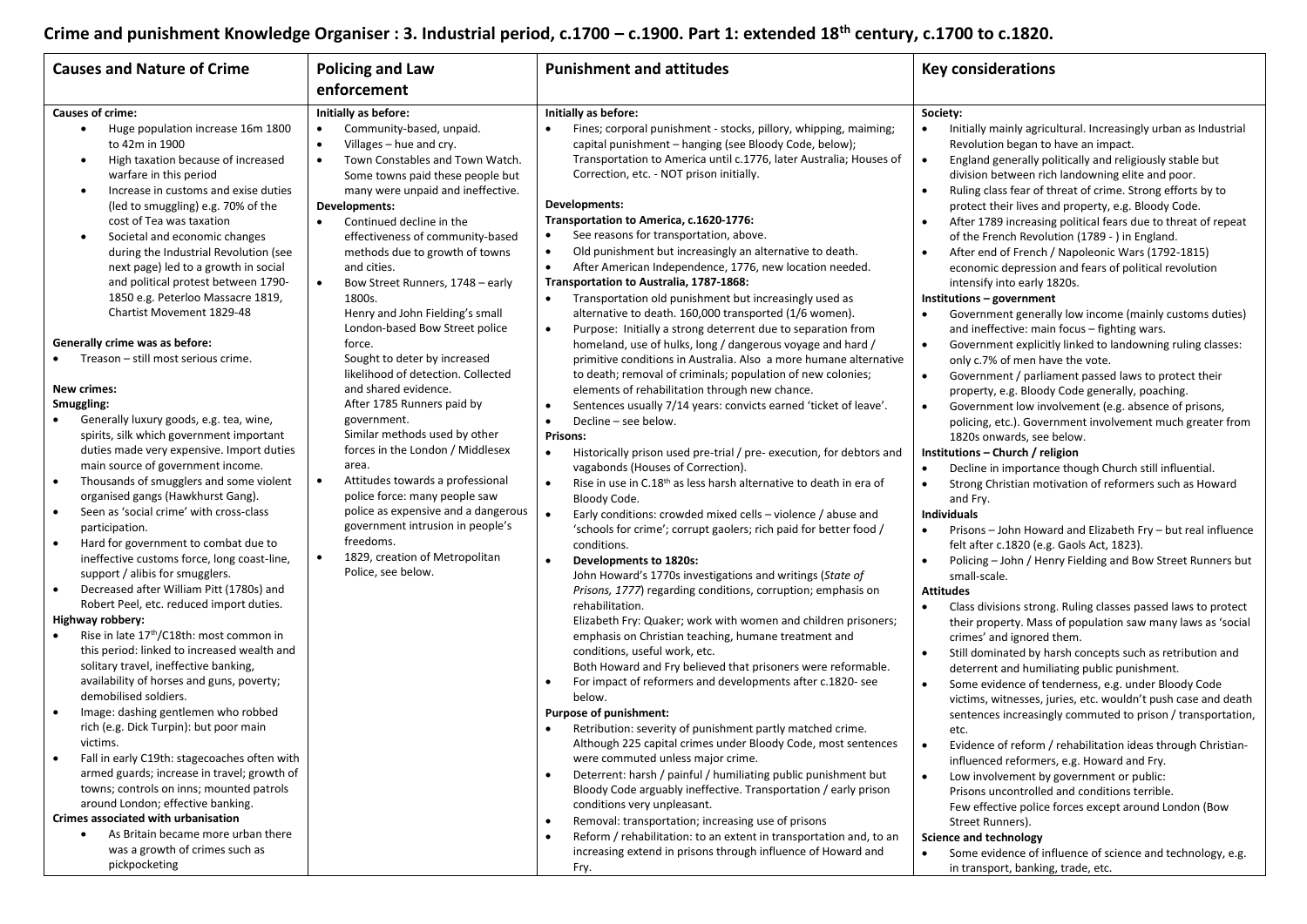# Crime and punishment Knowledge Organiser : 3. Industrial period, c.1700 – c.1900. Part 1: extended 18th century, c.1700 to c.1820.

## Causes and Nature of Crime

**Causes of crime:**

- Huge population increase 16m 1800 to 42m in 1900
- High taxation because of increased warfare in this period
- Increase in customs and exise duties (led to smuggling) e.g. 70% of the cost of Tea was taxation
- Societal and economic changes during the Industrial Revolution (see next page) led to a growth in social and political protest between 1790-1850 e.g. Peterloo Massacre 1819, Chartist Movement 1829-48

**Generally crime was as before:**

- Treason – still most serious crime.

**New crimes:**

**Smuggling:**

- Generally luxury goods, e.g. tea, wine, spirits, silk which government important duties made very expensive. Import duties main source of government income.
- Thousands of smugglers and some violent organised gangs (Hawkhurst Gang).
- Seen as 'social crime' with cross-class participation.
- Hard for government to combat due to ineffective customs force, long coast-line, support / alibis for smugglers.
- Decreased after William Pitt (1780s) and Robert Peel, etc. reduced import duties.

**Highway robbery:**

- Rise in late 17th/C18th: most common in this period: linked to increased wealth and solitary travel, ineffective banking, availability of horses and guns, poverty; demobilised soldiers.
- Image: dashing gentlemen who robbed rich (e.g. Dick Turpin): but poor main victims.
- Fall in early C19th: stagecoaches often with armed guards; increase in travel; growth of towns; controls on inns; mounted patrols around London; effective banking.

**Crimes associated with urbanisation**

- As Britain became more urban there was a growth of crimes such as pickpocketing

## Policing and Law enforcement

**Initially as before:**

- Community-based, unpaid.
- Villages – hue and cry.
- Town Constables and Town Watch. Some towns paid these people but many were unpaid and ineffective.

**Developments:**

- Continued decline in the effectiveness of community-based methods due to growth of towns and cities.
- Bow Street Runners, 1748 – early 1800s.
  Henry and John Fielding's small London-based Bow Street police force.
  Sought to deter by increased likelihood of detection. Collected and shared evidence.
  After 1785 Runners paid by government.
  Similar methods used by other forces in the London / Middlesex area.
- Attitudes towards a professional police force: many people saw police as expensive and a dangerous government intrusion in people's freedoms.
- 1829, creation of Metropolitan Police, see below.

## Punishment and attitudes

**Initially as before:**

- Fines; corporal punishment - stocks, pillory, whipping, maiming; capital punishment – hanging (see Bloody Code, below); Transportation to America until c.1776, later Australia; Houses of Correction, etc. - NOT prison initially.

**Developments:**

**Transportation to America, c.1620-1776:**

- See reasons for transportation, above.
- Old punishment but increasingly an alternative to death.
- After American Independence, 1776, new location needed.

**Transportation to Australia, 1787-1868:**

- Transportation old punishment but increasingly used as alternative to death. 160,000 transported (1/6 women).
- Purpose: Initially a strong deterrent due to separation from homeland, use of hulks, long / dangerous voyage and hard / primitive conditions in Australia. Also a more humane alternative to death; removal of criminals; population of new colonies; elements of rehabilitation through new chance.
- Sentences usually 7/14 years: convicts earned 'ticket of leave'.
- Decline – see below.

**Prisons:**

- Historically prison used pre-trial / pre- execution, for debtors and vagabonds (Houses of Correction).
- Rise in use in C.18th as less harsh alternative to death in era of Bloody Code.
- Early conditions: crowded mixed cells – violence / abuse and 'schools for crime'; corrupt gaolers; rich paid for better food / conditions.
- **Developments to 1820s:**
  John Howard's 1770s investigations and writings (*State of Prisons, 1777*) regarding conditions, corruption; emphasis on rehabilitation.
  Elizabeth Fry: Quaker; work with women and children prisoners; emphasis on Christian teaching, humane treatment and conditions, useful work, etc.
  Both Howard and Fry believed that prisoners were reformable.
- For impact of reformers and developments after c.1820- see below.

**Purpose of punishment:**

- Retribution: severity of punishment partly matched crime. Although 225 capital crimes under Bloody Code, most sentences were commuted unless major crime.
- Deterrent: harsh / painful / humiliating public punishment but Bloody Code arguably ineffective. Transportation / early prison conditions very unpleasant.
- Removal: transportation; increasing use of prisons
- Reform / rehabilitation: to an extent in transportation and, to an increasing extend in prisons through influence of Howard and Fry.

## Key considerations

**Society:**

- Initially mainly agricultural. Increasingly urban as Industrial Revolution began to have an impact.
- England generally politically and religiously stable but division between rich landowning elite and poor.
- Ruling class fear of threat of crime. Strong efforts by to protect their lives and property, e.g. Bloody Code.
- After 1789 increasing political fears due to threat of repeat of the French Revolution (1789 - ) in England.
- After end of French / Napoleonic Wars (1792-1815) economic depression and fears of political revolution intensify into early 1820s.

**Institutions – government**

- Government generally low income (mainly customs duties) and ineffective: main focus – fighting wars.
- Government explicitly linked to landowning ruling classes: only c.7% of men have the vote.
- Government / parliament passed laws to protect their property, e.g. Bloody Code generally, poaching.
- Government low involvement (e.g. absence of prisons, policing, etc.). Government involvement much greater from 1820s onwards, see below.

**Institutions – Church / religion**

- Decline in importance though Church still influential.
- Strong Christian motivation of reformers such as Howard and Fry.

**Individuals**

- Prisons – John Howard and Elizabeth Fry – but real influence felt after c.1820 (e.g. Gaols Act, 1823).
- Policing – John / Henry Fielding and Bow Street Runners but small-scale.

**Attitudes**

- Class divisions strong. Ruling classes passed laws to protect their property. Mass of population saw many laws as 'social crimes' and ignored them.
- Still dominated by harsh concepts such as retribution and deterrent and humiliating public punishment.
- Some evidence of tenderness, e.g. under Bloody Code victims, witnesses, juries, etc. wouldn't push case and death sentences increasingly commuted to prison / transportation, etc.
- Evidence of reform / rehabilitation ideas through Christian-influenced reformers, e.g. Howard and Fry.
- Low involvement by government or public:
  Prisons uncontrolled and conditions terrible.
  Few effective police forces except around London (Bow Street Runners).

**Science and technology**

- Some evidence of influence of science and technology, e.g. in transport, banking, trade, etc.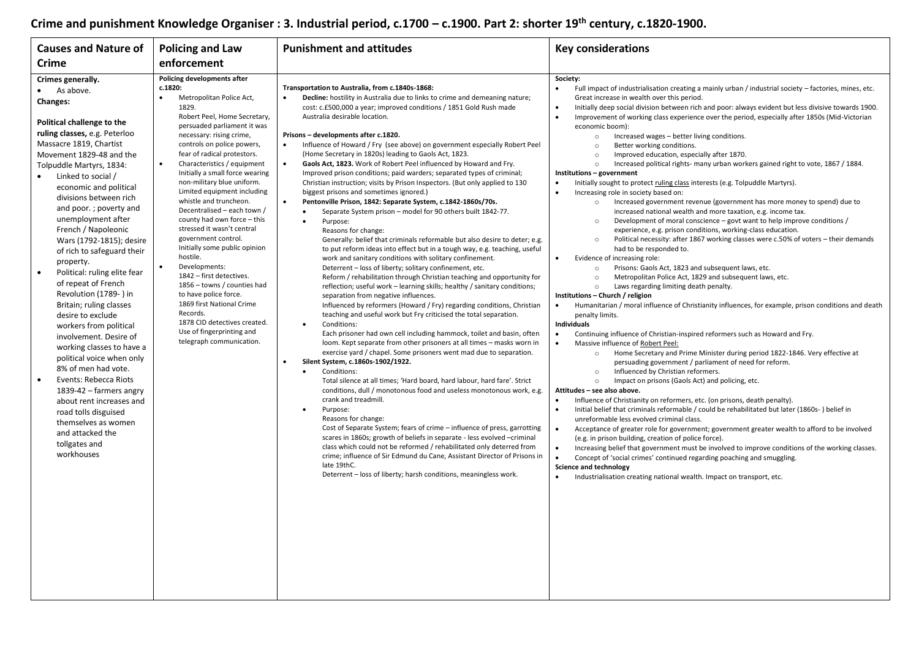# Crime and punishment Knowledge Organiser : 3. Industrial period, c.1700 – c.1900. Part 2: shorter 19th century, c.1820-1900.

## Causes and Nature of Crime

**Crimes generally.**

- As above.

**Changes:**

**Political challenge to the ruling classes,** e.g. Peterloo Massacre 1819, Chartist Movement 1829-48 and the Tolpuddle Martyrs, 1834:

- Linked to social / economic and political divisions between rich and poor. ; poverty and unemployment after French / Napoleonic Wars (1792-1815); desire of rich to safeguard their property.
- Political: ruling elite fear of repeat of French Revolution (1789- ) in Britain; ruling classes desire to exclude workers from political involvement. Desire of working classes to have a political voice when only 8% of men had vote.
- Events: Rebecca Riots 1839-42 – farmers angry about rent increases and road tolls disguised themselves as women and attacked the tollgates and workhouses

## Policing and Law enforcement

**Policing developments after c.1820:**

- Metropolitan Police Act, 1829.
  Robert Peel, Home Secretary, persuaded parliament it was necessary: rising crime, controls on police powers, fear of radical protestors.
- Characteristics / equipment Initially a small force wearing non-military blue uniform. Limited equipment including whistle and truncheon. Decentralised – each town / county had own force – this stressed it wasn't central government control. Initially some public opinion hostile.
- Developments:
  1842 – first detectives.
  1856 – towns / counties had to have police force.
  1869 first National Crime Records.
  1878 CID detectives created. Use of fingerprinting and telegraph communication.

## Punishment and attitudes

**Transportation to Australia, from c.1840s-1868:**

- **Decline:** hostility in Australia due to links to crime and demeaning nature; cost: c.£500,000 a year; improved conditions / 1851 Gold Rush made Australia desirable location.

**Prisons – developments after c.1820.**

- Influence of Howard / Fry (see above) on government especially Robert Peel (Home Secretary in 1820s) leading to Gaols Act, 1823.
- **Gaols Act, 1823.** Work of Robert Peel influenced by Howard and Fry. Improved prison conditions; paid warders; separated types of criminal; Christian instruction; visits by Prison Inspectors. (But only applied to 130 biggest prisons and sometimes ignored.)
- **Pentonville Prison, 1842: Separate System, c.1842-1860s/70s.**
  - Separate System prison – model for 90 others built 1842-77.
  - Purpose:
    Reasons for change:
    Generally: belief that criminals reformable but also desire to deter; e.g. to put reform ideas into effect but in a tough way, e.g. teaching, useful work and sanitary conditions with solitary confinement.
    Deterrent – loss of liberty; solitary confinement, etc.
    Reform / rehabilitation through Christian teaching and opportunity for reflection; useful work – learning skills; healthy / sanitary conditions; separation from negative influences.
    Influenced by reformers (Howard / Fry) regarding conditions, Christian teaching and useful work but Fry criticised the total separation.
  - Conditions:
    Each prisoner had own cell including hammock, toilet and basin, often loom. Kept separate from other prisoners at all times – masks worn in exercise yard / chapel. Some prisoners went mad due to separation.
- **Silent System, c.1860s-1902/1922.**
  - Conditions:
    Total silence at all times; 'Hard board, hard labour, hard fare'. Strict conditions, dull / monotonous food and useless monotonous work, e.g. crank and treadmill.
  - Purpose:
    Reasons for change:
    Cost of Separate System; fears of crime – influence of press, garrotting scares in 1860s; growth of beliefs in separate - less evolved –criminal class which could not be reformed / rehabilitated only deterred from crime; influence of Sir Edmund du Cane, Assistant Director of Prisons in late 19thC.
    Deterrent – loss of liberty; harsh conditions, meaningless work.

## Key considerations

**Society:**

- Full impact of industrialisation creating a mainly urban / industrial society – factories, mines, etc. Great increase in wealth over this period.
- Initially deep social division between rich and poor: always evident but less divisive towards 1900.
- Improvement of working class experience over the period, especially after 1850s (Mid-Victorian economic boom):
  - Increased wages – better living conditions.
  - Better working conditions.
  - Improved education, especially after 1870.
  - Increased political rights- many urban workers gained right to vote, 1867 / 1884.

**Institutions – government**

- Initially sought to protect ruling class interests (e.g. Tolpuddle Martyrs).
- Increasing role in society based on:
  - Increased government revenue (government has more money to spend) due to increased national wealth and more taxation, e.g. income tax.
  - Development of moral conscience – govt want to help improve conditions / experience, e.g. prison conditions, working-class education.
  - Political necessity: after 1867 working classes were c.50% of voters – their demands had to be responded to.
- Evidence of increasing role:
  - Prisons: Gaols Act, 1823 and subsequent laws, etc.
  - Metropolitan Police Act, 1829 and subsequent laws, etc.
  - Laws regarding limiting death penalty.

**Institutions – Church / religion**

- Humanitarian / moral influence of Christianity influences, for example, prison conditions and death penalty limits.

**Individuals**

- Continuing influence of Christian-inspired reformers such as Howard and Fry.
- Massive influence of Robert Peel:
  - Home Secretary and Prime Minister during period 1822-1846. Very effective at persuading government / parliament of need for reform.
  - Influenced by Christian reformers.
  - Impact on prisons (Gaols Act) and policing, etc.

**Attitudes – see also above.**

- Influence of Christianity on reformers, etc. (on prisons, death penalty).
- Initial belief that criminals reformable / could be rehabilitated but later (1860s- ) belief in unreformable less evolved criminal class.
- Acceptance of greater role for government; government greater wealth to afford to be involved (e.g. in prison building, creation of police force).
- Increasing belief that government must be involved to improve conditions of the working classes.
- Concept of 'social crimes' continued regarding poaching and smuggling.

**Science and technology**

- Industrialisation creating national wealth. Impact on transport, etc.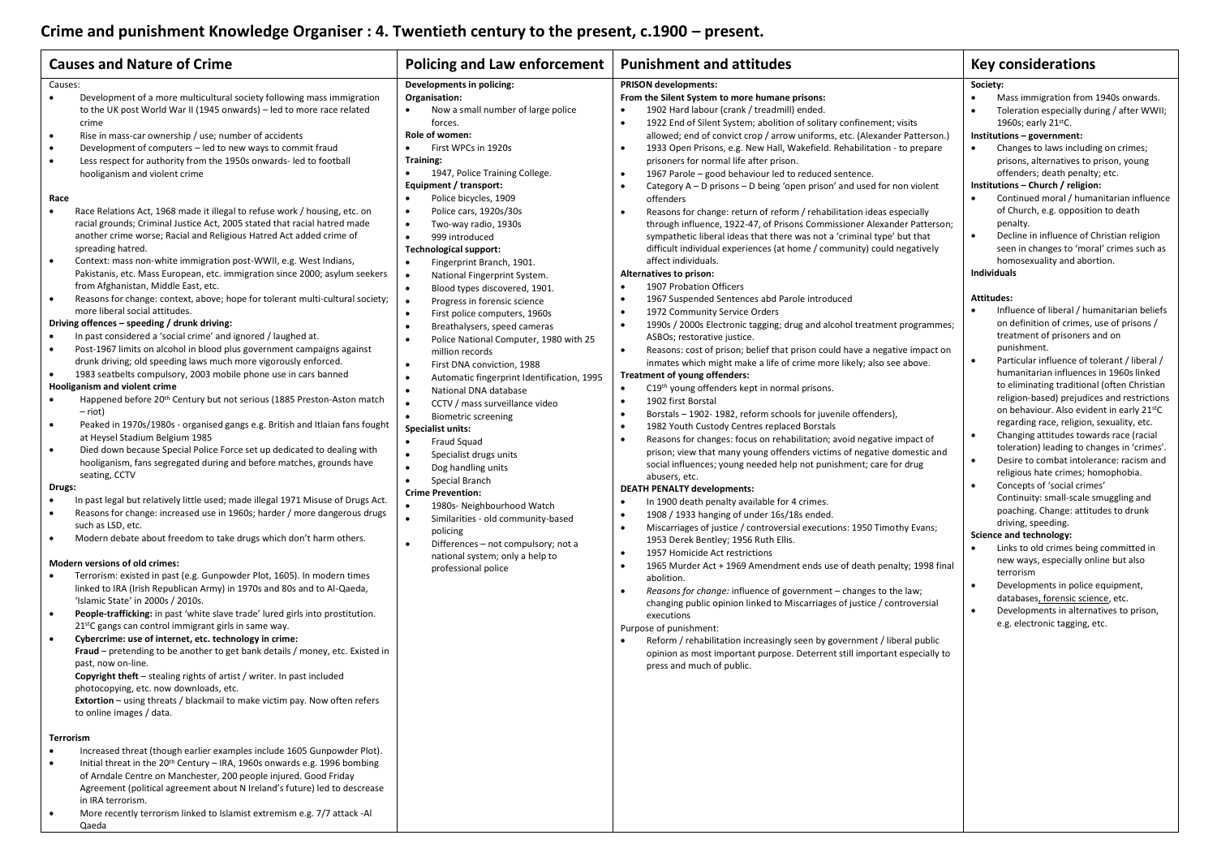# Crime and punishment Knowledge Organiser : 4. Twentieth century to the present, c.1900 – present.

## Causes and Nature of Crime

Causes:

- Development of a more multicultural society following mass immigration to the UK post World War II (1945 onwards) – led to more race related crime
- Rise in mass-car ownership / use; number of accidents
- Development of computers – led to new ways to commit fraud
- Less respect for authority from the 1950s onwards- led to football hooliganism and violent crime

**Race**

- Race Relations Act, 1968 made it illegal to refuse work / housing, etc. on racial grounds; Criminal Justice Act, 2005 stated that racial hatred made another crime worse; Racial and Religious Hatred Act added crime of spreading hatred.
- Context: mass non-white immigration post-WWII, e.g. West Indians, Pakistanis, etc. Mass European, etc. immigration since 2000; asylum seekers from Afghanistan, Middle East, etc.
- Reasons for change: context, above; hope for tolerant multi-cultural society; more liberal social attitudes.

**Driving offences – speeding / drunk driving:**

- In past considered a 'social crime' and ignored / laughed at.
- Post-1967 limits on alcohol in blood plus government campaigns against drunk driving; old speeding laws much more vigorously enforced.
- 1983 seatbelts compulsory, 2003 mobile phone use in cars banned

**Hooliganism and violent crime**

- Happened before 20th Century but not serious (1885 Preston-Aston match – riot)
- Peaked in 1970s/1980s - organised gangs e.g. British and Itlaian fans fought at Heysel Stadium Belgium 1985
- Died down because Special Police Force set up dedicated to dealing with hooliganism, fans segregated during and before matches, grounds have seating, CCTV

**Drugs:**

- In past legal but relatively little used; made illegal 1971 Misuse of Drugs Act.
- Reasons for change: increased use in 1960s; harder / more dangerous drugs such as LSD, etc.
- Modern debate about freedom to take drugs which don't harm others.

**Modern versions of old crimes:**

- Terrorism: existed in past (e.g. Gunpowder Plot, 1605). In modern times linked to IRA (Irish Republican Army) in 1970s and 80s and to Al-Qaeda, 'Islamic State' in 2000s / 2010s.
- **People-trafficking:** in past 'white slave trade' lured girls into prostitution. 21stC gangs can control immigrant girls in same way.
- **Cybercrime: use of internet, etc. technology in crime:**
  **Fraud** – pretending to be another to get bank details / money, etc. Existed in past, now on-line.
  **Copyright theft** – stealing rights of artist / writer. In past included photocopying, etc. now downloads, etc.
  **Extortion** – using threats / blackmail to make victim pay. Now often refers to online images / data.

**Terrorism**

- Increased threat (though earlier examples include 1605 Gunpowder Plot).
- Initial threat in the 20th Century – IRA, 1960s onwards e.g. 1996 bombing of Arndale Centre on Manchester, 200 people injured. Good Friday Agreement (political agreement about N Ireland's future) led to descrease in IRA terrorism.
- More recently terrorism linked to Islamist extremism e.g. 7/7 attack -Al Qaeda

## Policing and Law enforcement

**Developments in policing:**

**Organisation:**

- Now a small number of large police forces.

**Role of women:**

- First WPCs in 1920s

**Training:**

- 1947, Police Training College.

**Equipment / transport:**

- Police bicycles, 1909
- Police cars, 1920s/30s
- Two-way radio, 1930s
- 999 introduced

**Technological support:**

- Fingerprint Branch, 1901.
- National Fingerprint System.
- Blood types discovered, 1901.
- Progress in forensic science
- First police computers, 1960s
- Breathalysers, speed cameras
- Police National Computer, 1980 with 25 million records
- First DNA conviction, 1988
- Automatic fingerprint Identification, 1995
- National DNA database
- CCTV / mass surveillance video
- Biometric screening

**Specialist units:**

- Fraud Squad
- Specialist drugs units
- Dog handling units
- Special Branch

**Crime Prevention:**

- 1980s- Neighbourhood Watch
- Similarities - old community-based policing
- Differences – not compulsory; not a national system; only a help to professional police

## Punishment and attitudes

**PRISON developments:**

**From the Silent System to more humane prisons:**

- 1902 Hard labour (crank / treadmill) ended.
- 1922 End of Silent System; abolition of solitary confinement; visits allowed; end of convict crop / arrow uniforms, etc. (Alexander Patterson.)
- 1933 Open Prisons, e.g. New Hall, Wakefield. Rehabilitation - to prepare prisoners for normal life after prison.
- 1967 Parole – good behaviour led to reduced sentence.
- Category A – D prisons – D being 'open prison' and used for non violent offenders
- Reasons for change: return of reform / rehabilitation ideas especially through influence, 1922-47, of Prisons Commissioner Alexander Patterson; sympathetic liberal ideas that there was not a 'criminal type' but that difficult individual experiences (at home / community) could negatively affect individuals.

**Alternatives to prison:**

- 1907 Probation Officers
- 1967 Suspended Sentences abd Parole introduced
- 1972 Community Service Orders
- 1990s / 2000s Electronic tagging; drug and alcohol treatment programmes; ASBOs; restorative justice.
- Reasons: cost of prison; belief that prison could have a negative impact on inmates which might make a life of crime more likely; also see above.

**Treatment of young offenders:**

- C19th young offenders kept in normal prisons.
- 1902 first Borstal
- Borstals – 1902- 1982, reform schools for juvenile offenders),
- 1982 Youth Custody Centres replaced Borstals
- Reasons for changes: focus on rehabilitation; avoid negative impact of prison; view that many young offenders victims of negative domestic and social influences; young needed help not punishment; care for drug abusers, etc.

**DEATH PENALTY developments:**

- In 1900 death penalty available for 4 crimes.
- 1908 / 1933 hanging of under 16s/18s ended.
- Miscarriages of justice / controversial executions: 1950 Timothy Evans; 1953 Derek Bentley; 1956 Ruth Ellis.
- 1957 Homicide Act restrictions
- 1965 Murder Act + 1969 Amendment ends use of death penalty; 1998 final abolition.
- *Reasons for change:* influence of government – changes to the law; changing public opinion linked to Miscarriages of justice / controversial executions

Purpose of punishment:

- Reform / rehabilitation increasingly seen by government / liberal public opinion as most important purpose. Deterrent still important especially to press and much of public.

## Key considerations

**Society:**

- Mass immigration from 1940s onwards.
- Toleration especially during / after WWII; 1960s; early 21stC.

**Institutions – government:**

- Changes to laws including on crimes; prisons, alternatives to prison, young offenders; death penalty; etc.

**Institutions – Church / religion:**

- Continued moral / humanitarian influence of Church, e.g. opposition to death penalty.
- Decline in influence of Christian religion seen in changes to 'moral' crimes such as homosexuality and abortion.

**Individuals**

**Attitudes:**

- Influence of liberal / humanitarian beliefs on definition of crimes, use of prisons / treatment of prisoners and on punishment.
- Particular influence of tolerant / liberal / humanitarian influences in 1960s linked to eliminating traditional (often Christian religion-based) prejudices and restrictions on behaviour. Also evident in early 21stC regarding race, religion, sexuality, etc.
- Changing attitudes towards race (racial toleration) leading to changes in 'crimes'.
- Desire to combat intolerance: racism and religious hate crimes; homophobia.
- Concepts of 'social crimes' Continuity: small-scale smuggling and poaching. Change: attitudes to drunk driving, speeding.

**Science and technology:**

- Links to old crimes being committed in new ways, especially online but also terrorism
- Developments in police equipment, databases, forensic science, etc.
- Developments in alternatives to prison, e.g. electronic tagging, etc.